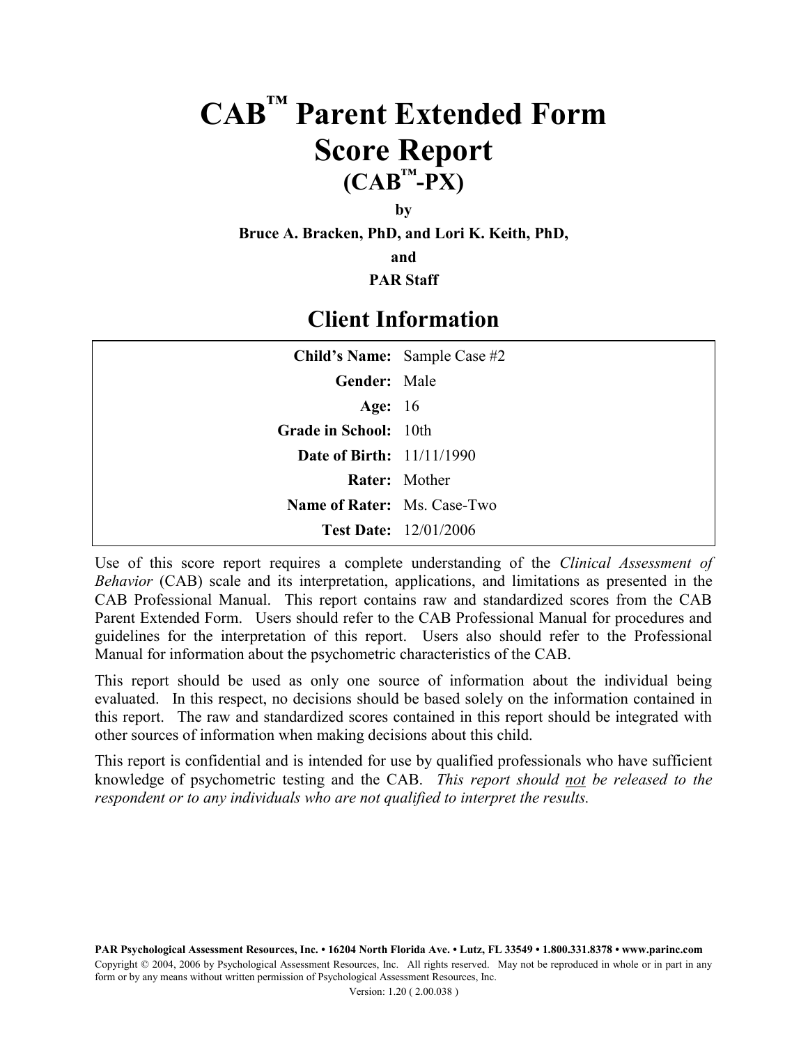# CAB™ Parent Extended Form Score Report (CAB™-PX)

**by**

**Bruce A. Bracken, PhD, and Lori K. Keith, PhD,**

**and**

**PAR Staff**

## Client Information

| | |
|---|---|
| **Child's Name:** | Sample Case #2 |
| **Gender:** | Male |
| **Age:** | 16 |
| **Grade in School:** | 10th |
| **Date of Birth:** | 11/11/1990 |
| **Rater:** | Mother |
| **Name of Rater:** | Ms. Case-Two |
| **Test Date:** | 12/01/2006 |

Use of this score report requires a complete understanding of the *Clinical Assessment of Behavior* (CAB) scale and its interpretation, applications, and limitations as presented in the CAB Professional Manual. This report contains raw and standardized scores from the CAB Parent Extended Form. Users should refer to the CAB Professional Manual for procedures and guidelines for the interpretation of this report. Users also should refer to the Professional Manual for information about the psychometric characteristics of the CAB.

This report should be used as only one source of information about the individual being evaluated. In this respect, no decisions should be based solely on the information contained in this report. The raw and standardized scores contained in this report should be integrated with other sources of information when making decisions about this child.

This report is confidential and is intended for use by qualified professionals who have sufficient knowledge of psychometric testing and the CAB. *This report should not be released to the respondent or to any individuals who are not qualified to interpret the results.*

**PAR Psychological Assessment Resources, Inc. • 16204 North Florida Ave. • Lutz, FL 33549 • 1.800.331.8378 • www.parinc.com**

Copyright © 2004, 2006 by Psychological Assessment Resources, Inc. All rights reserved. May not be reproduced in whole or in part in any form or by any means without written permission of Psychological Assessment Resources, Inc.

Version: 1.20 ( 2.00.038 )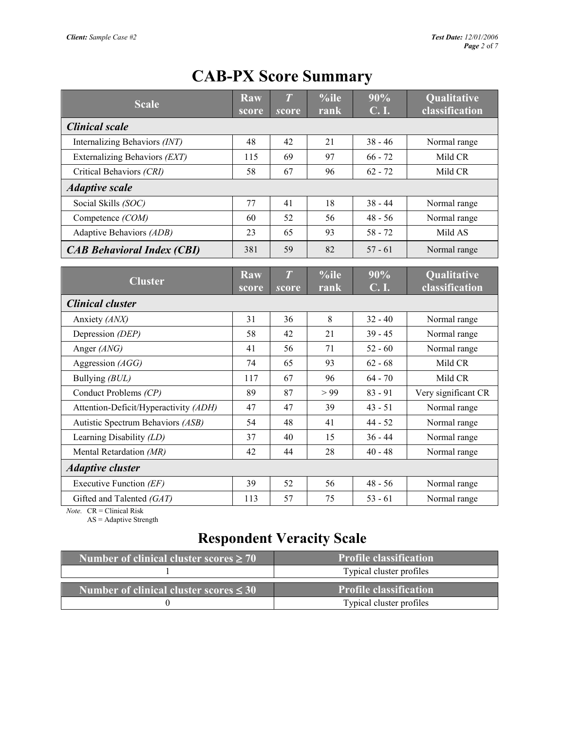# CAB-PX Score Summary

| Scale | Raw score | *T* score | %ile rank | 90% C. I. | Qualitative classification |
|---|---|---|---|---|---|
| ***Clinical scale*** | | | | | |
| Internalizing Behaviors *(INT)* | 48 | 42 | 21 | 38 - 46 | Normal range |
| Externalizing Behaviors *(EXT)* | 115 | 69 | 97 | 66 - 72 | Mild CR |
| Critical Behaviors *(CRI)* | 58 | 67 | 96 | 62 - 72 | Mild CR |
| ***Adaptive scale*** | | | | | |
| Social Skills *(SOC)* | 77 | 41 | 18 | 38 - 44 | Normal range |
| Competence *(COM)* | 60 | 52 | 56 | 48 - 56 | Normal range |
| Adaptive Behaviors *(ADB)* | 23 | 65 | 93 | 58 - 72 | Mild AS |
| ***CAB Behavioral Index (CBI)*** | 381 | 59 | 82 | 57 - 61 | Normal range |

| Cluster | Raw score | *T* score | %ile rank | 90% C. I. | Qualitative classification |
|---|---|---|---|---|---|
| ***Clinical cluster*** | | | | | |
| Anxiety *(ANX)* | 31 | 36 | 8 | 32 - 40 | Normal range |
| Depression *(DEP)* | 58 | 42 | 21 | 39 - 45 | Normal range |
| Anger *(ANG)* | 41 | 56 | 71 | 52 - 60 | Normal range |
| Aggression *(AGG)* | 74 | 65 | 93 | 62 - 68 | Mild CR |
| Bullying *(BUL)* | 117 | 67 | 96 | 64 - 70 | Mild CR |
| Conduct Problems *(CP)* | 89 | 87 | > 99 | 83 - 91 | Very significant CR |
| Attention-Deficit/Hyperactivity *(ADH)* | 47 | 47 | 39 | 43 - 51 | Normal range |
| Autistic Spectrum Behaviors *(ASB)* | 54 | 48 | 41 | 44 - 52 | Normal range |
| Learning Disability *(LD)* | 37 | 40 | 15 | 36 - 44 | Normal range |
| Mental Retardation *(MR)* | 42 | 44 | 28 | 40 - 48 | Normal range |
| ***Adaptive cluster*** | | | | | |
| Executive Function *(EF)* | 39 | 52 | 56 | 48 - 56 | Normal range |
| Gifted and Talented *(GAT)* | 113 | 57 | 75 | 53 - 61 | Normal range |

*Note.* CR = Clinical Risk
AS = Adaptive Strength

# Respondent Veracity Scale

| Number of clinical cluster scores ≥ 70 | Profile classification |
|---|---|
| 1 | Typical cluster profiles |

| Number of clinical cluster scores ≤ 30 | Profile classification |
|---|---|
| 0 | Typical cluster profiles |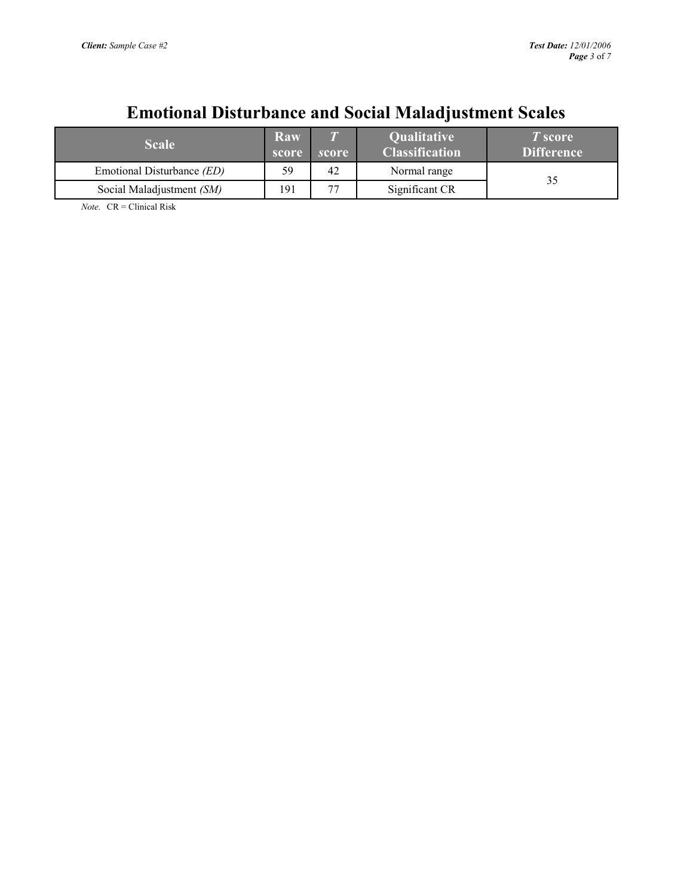# Emotional Disturbance and Social Maladjustment Scales

| Scale | Raw score | *T* score | Qualitative Classification | *T* score Difference |
|---|---|---|---|---|
| Emotional Disturbance *(ED)* | 59 | 42 | Normal range | 35 |
| Social Maladjustment *(SM)* | 191 | 77 | Significant CR | |

*Note.* CR = Clinical Risk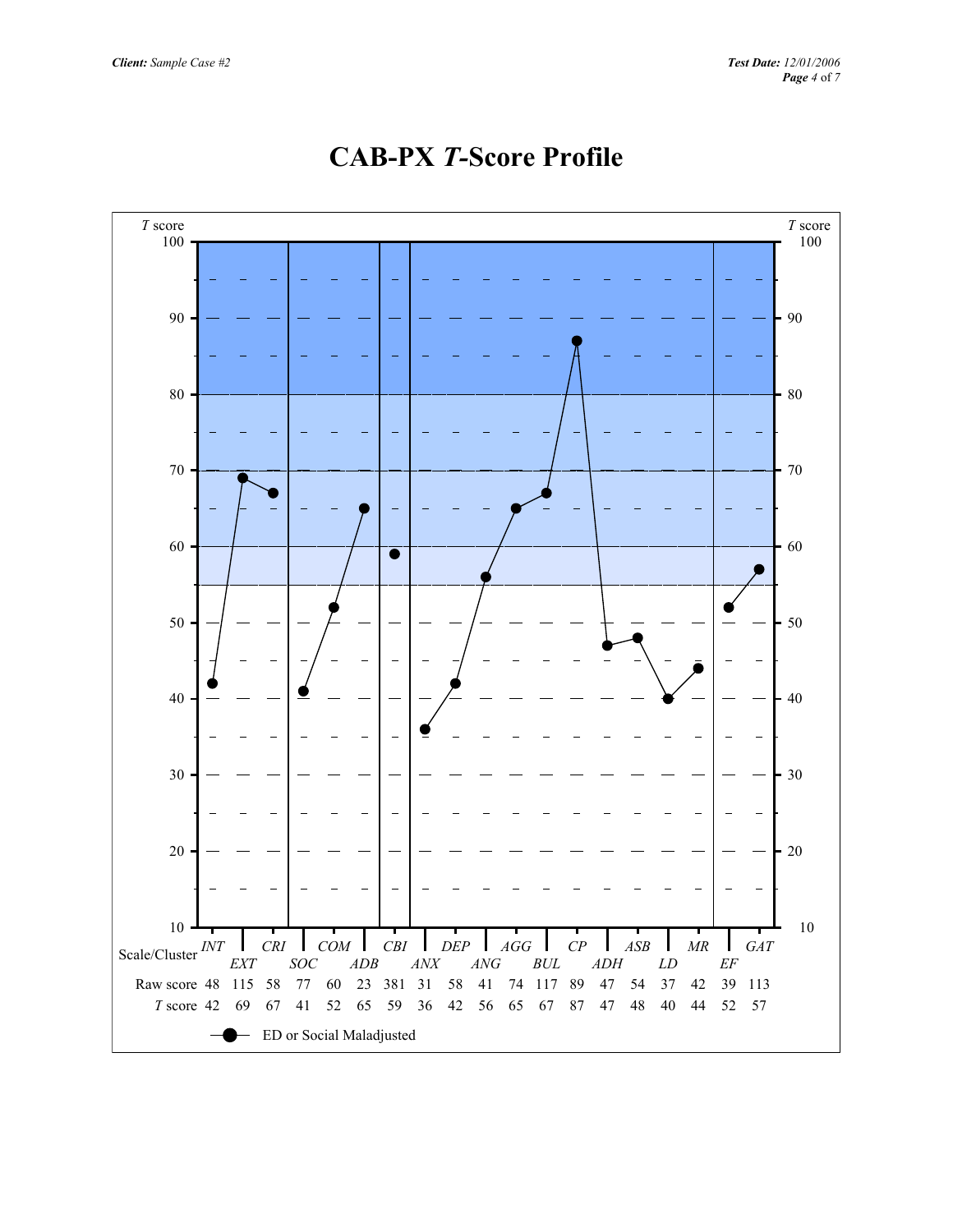# CAB-PX *T*-Score Profile

| Scale/Cluster | *INT* | *EXT* | *CRI* | *SOC* | *COM* | *ADB* | *CBI* | *ANX* | *DEP* | *ANG* | *AGG* | *BUL* | *CP* | *ADH* | *ASB* | *LD* | *MR* | *EF* | *GAT* |
|---|---|---|---|---|---|---|---|---|---|---|---|---|---|---|---|---|---|---|---|
| Raw score | 48 | 115 | 58 | 77 | 60 | 23 | 381 | 31 | 58 | 41 | 74 | 117 | 89 | 47 | 54 | 37 | 42 | 39 | 113 |
| *T* score | 42 | 69 | 67 | 41 | 52 | 65 | 59 | 36 | 42 | 56 | 65 | 67 | 87 | 47 | 48 | 40 | 44 | 52 | 57 |

—●— ED or Social Maladjusted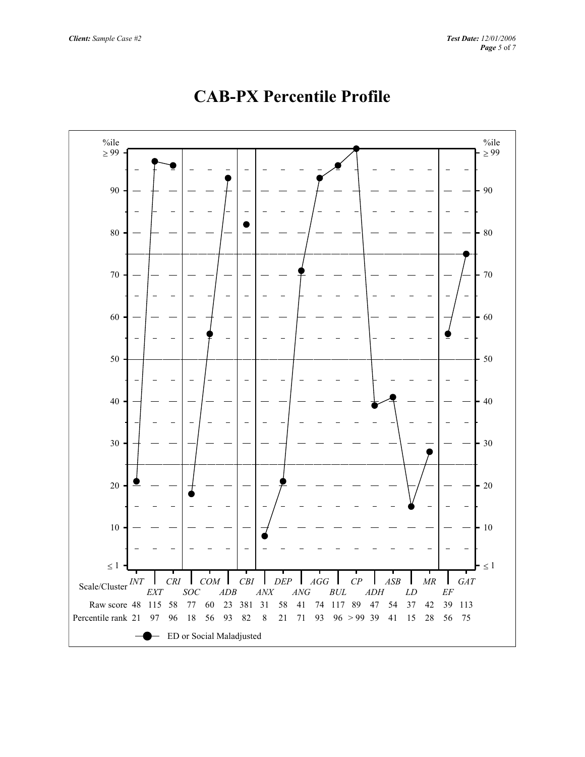# CAB-PX Percentile Profile

| Scale/Cluster | INT | EXT | CRI | SOC | COM | ADB | CBI | ANX | DEP | ANG | AGG | BUL | CP | ADH | ASB | LD | MR | EF | GAT |
|---|---|---|---|---|---|---|---|---|---|---|---|---|---|---|---|---|---|---|---|
| Raw score | 48 | 115 | 58 | 77 | 60 | 23 | 381 | 31 | 58 | 41 | 74 | 117 | 89 | 47 | 54 | 37 | 42 | 39 | 113 |
| Percentile rank | 21 | 97 | 96 | 18 | 56 | 93 | 82 | 8 | 21 | 71 | 93 | 96 | > 99 | 39 | 41 | 15 | 28 | 56 | 75 |

ED or Social Maladjusted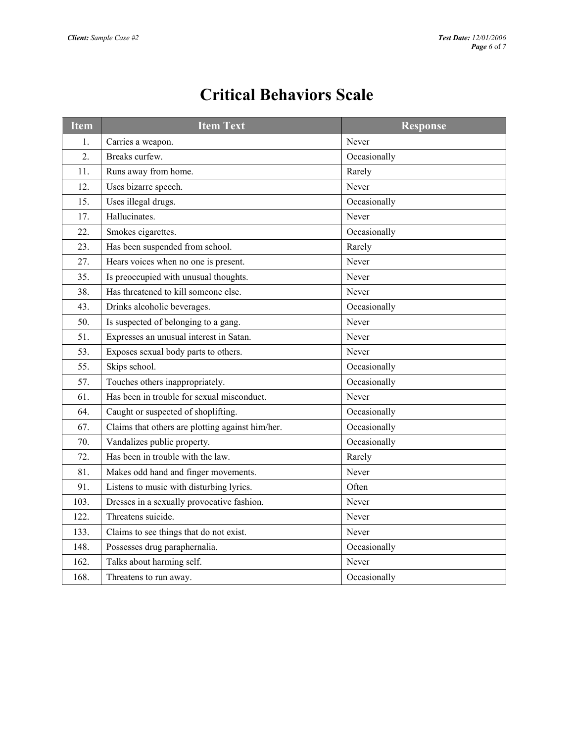# Critical Behaviors Scale

| Item | Item Text | Response |
|---|---|---|
| 1. | Carries a weapon. | Never |
| 2. | Breaks curfew. | Occasionally |
| 11. | Runs away from home. | Rarely |
| 12. | Uses bizarre speech. | Never |
| 15. | Uses illegal drugs. | Occasionally |
| 17. | Hallucinates. | Never |
| 22. | Smokes cigarettes. | Occasionally |
| 23. | Has been suspended from school. | Rarely |
| 27. | Hears voices when no one is present. | Never |
| 35. | Is preoccupied with unusual thoughts. | Never |
| 38. | Has threatened to kill someone else. | Never |
| 43. | Drinks alcoholic beverages. | Occasionally |
| 50. | Is suspected of belonging to a gang. | Never |
| 51. | Expresses an unusual interest in Satan. | Never |
| 53. | Exposes sexual body parts to others. | Never |
| 55. | Skips school. | Occasionally |
| 57. | Touches others inappropriately. | Occasionally |
| 61. | Has been in trouble for sexual misconduct. | Never |
| 64. | Caught or suspected of shoplifting. | Occasionally |
| 67. | Claims that others are plotting against him/her. | Occasionally |
| 70. | Vandalizes public property. | Occasionally |
| 72. | Has been in trouble with the law. | Rarely |
| 81. | Makes odd hand and finger movements. | Never |
| 91. | Listens to music with disturbing lyrics. | Often |
| 103. | Dresses in a sexually provocative fashion. | Never |
| 122. | Threatens suicide. | Never |
| 133. | Claims to see things that do not exist. | Never |
| 148. | Possesses drug paraphernalia. | Occasionally |
| 162. | Talks about harming self. | Never |
| 168. | Threatens to run away. | Occasionally |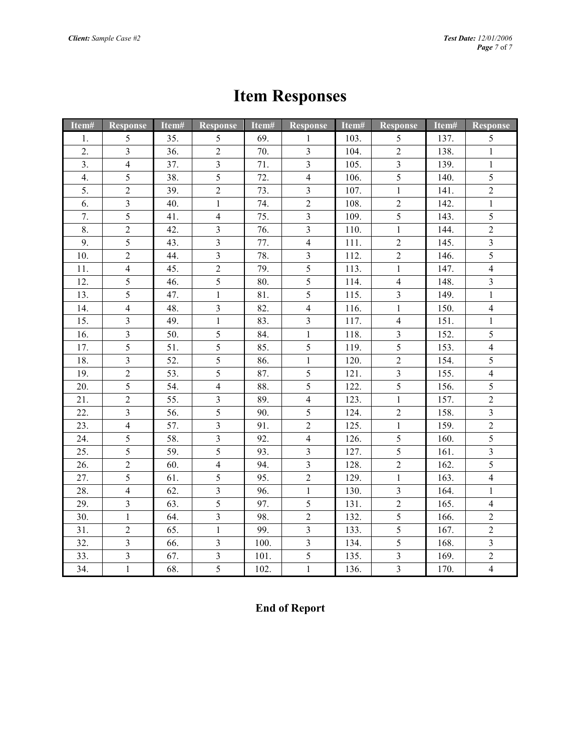# Item Responses

| Item# | Response | Item# | Response | Item# | Response | Item# | Response | Item# | Response |
|---|---|---|---|---|---|---|---|---|---|
| 1. | 5 | 35. | 5 | 69. | 1 | 103. | 5 | 137. | 5 |
| 2. | 3 | 36. | 2 | 70. | 3 | 104. | 2 | 138. | 1 |
| 3. | 4 | 37. | 3 | 71. | 3 | 105. | 3 | 139. | 1 |
| 4. | 5 | 38. | 5 | 72. | 4 | 106. | 5 | 140. | 5 |
| 5. | 2 | 39. | 2 | 73. | 3 | 107. | 1 | 141. | 2 |
| 6. | 3 | 40. | 1 | 74. | 2 | 108. | 2 | 142. | 1 |
| 7. | 5 | 41. | 4 | 75. | 3 | 109. | 5 | 143. | 5 |
| 8. | 2 | 42. | 3 | 76. | 3 | 110. | 1 | 144. | 2 |
| 9. | 5 | 43. | 3 | 77. | 4 | 111. | 2 | 145. | 3 |
| 10. | 2 | 44. | 3 | 78. | 3 | 112. | 2 | 146. | 5 |
| 11. | 4 | 45. | 2 | 79. | 5 | 113. | 1 | 147. | 4 |
| 12. | 5 | 46. | 5 | 80. | 5 | 114. | 4 | 148. | 3 |
| 13. | 5 | 47. | 1 | 81. | 5 | 115. | 3 | 149. | 1 |
| 14. | 4 | 48. | 3 | 82. | 4 | 116. | 1 | 150. | 4 |
| 15. | 3 | 49. | 1 | 83. | 3 | 117. | 4 | 151. | 1 |
| 16. | 3 | 50. | 5 | 84. | 1 | 118. | 3 | 152. | 5 |
| 17. | 5 | 51. | 5 | 85. | 5 | 119. | 5 | 153. | 4 |
| 18. | 3 | 52. | 5 | 86. | 1 | 120. | 2 | 154. | 5 |
| 19. | 2 | 53. | 5 | 87. | 5 | 121. | 3 | 155. | 4 |
| 20. | 5 | 54. | 4 | 88. | 5 | 122. | 5 | 156. | 5 |
| 21. | 2 | 55. | 3 | 89. | 4 | 123. | 1 | 157. | 2 |
| 22. | 3 | 56. | 5 | 90. | 5 | 124. | 2 | 158. | 3 |
| 23. | 4 | 57. | 3 | 91. | 2 | 125. | 1 | 159. | 2 |
| 24. | 5 | 58. | 3 | 92. | 4 | 126. | 5 | 160. | 5 |
| 25. | 5 | 59. | 5 | 93. | 3 | 127. | 5 | 161. | 3 |
| 26. | 2 | 60. | 4 | 94. | 3 | 128. | 2 | 162. | 5 |
| 27. | 5 | 61. | 5 | 95. | 2 | 129. | 1 | 163. | 4 |
| 28. | 4 | 62. | 3 | 96. | 1 | 130. | 3 | 164. | 1 |
| 29. | 3 | 63. | 5 | 97. | 5 | 131. | 2 | 165. | 4 |
| 30. | 1 | 64. | 3 | 98. | 2 | 132. | 5 | 166. | 2 |
| 31. | 2 | 65. | 1 | 99. | 3 | 133. | 5 | 167. | 2 |
| 32. | 3 | 66. | 3 | 100. | 3 | 134. | 5 | 168. | 3 |
| 33. | 3 | 67. | 3 | 101. | 5 | 135. | 3 | 169. | 2 |
| 34. | 1 | 68. | 5 | 102. | 1 | 136. | 3 | 170. | 4 |

**End of Report**